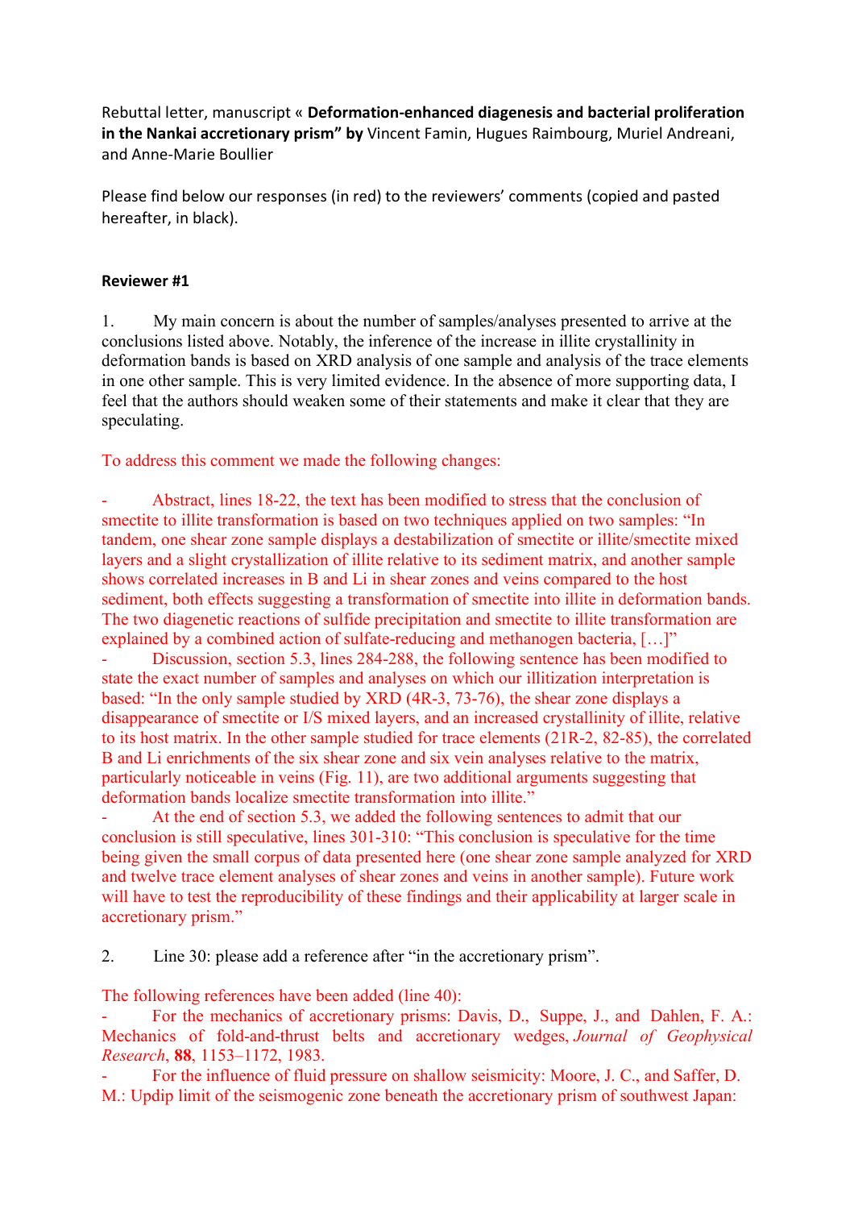Rebuttal letter, manuscript « **Deformation-enhanced diagenesis and bacterial proliferation in the Nankai accretionary prism" by** Vincent Famin, Hugues Raimbourg, Muriel Andreani, and Anne-Marie Boullier

Please find below our responses (in red) to the reviewers' comments (copied and pasted hereafter, in black).

**Reviewer #1**

1. My main concern is about the number of samples/analyses presented to arrive at the conclusions listed above. Notably, the inference of the increase in illite crystallinity in deformation bands is based on XRD analysis of one sample and analysis of the trace elements in one other sample. This is very limited evidence. In the absence of more supporting data, I feel that the authors should weaken some of their statements and make it clear that they are speculating.

To address this comment we made the following changes:

- Abstract, lines 18-22, the text has been modified to stress that the conclusion of smectite to illite transformation is based on two techniques applied on two samples: "In tandem, one shear zone sample displays a destabilization of smectite or illite/smectite mixed layers and a slight crystallization of illite relative to its sediment matrix, and another sample shows correlated increases in B and Li in shear zones and veins compared to the host sediment, both effects suggesting a transformation of smectite into illite in deformation bands. The two diagenetic reactions of sulfide precipitation and smectite to illite transformation are explained by a combined action of sulfate-reducing and methanogen bacteria, […]"
- Discussion, section 5.3, lines 284-288, the following sentence has been modified to state the exact number of samples and analyses on which our illitization interpretation is based: "In the only sample studied by XRD (4R-3, 73-76), the shear zone displays a disappearance of smectite or I/S mixed layers, and an increased crystallinity of illite, relative to its host matrix. In the other sample studied for trace elements (21R-2, 82-85), the correlated B and Li enrichments of the six shear zone and six vein analyses relative to the matrix, particularly noticeable in veins (Fig. 11), are two additional arguments suggesting that deformation bands localize smectite transformation into illite."
- At the end of section 5.3, we added the following sentences to admit that our conclusion is still speculative, lines 301-310: "This conclusion is speculative for the time being given the small corpus of data presented here (one shear zone sample analyzed for XRD and twelve trace element analyses of shear zones and veins in another sample). Future work will have to test the reproducibility of these findings and their applicability at larger scale in accretionary prism."

2. Line 30: please add a reference after "in the accretionary prism".

The following references have been added (line 40):

- For the mechanics of accretionary prisms: Davis, D., Suppe, J., and Dahlen, F. A.: Mechanics of fold-and-thrust belts and accretionary wedges, *Journal of Geophysical Research*, **88**, 1153–1172, 1983.
- For the influence of fluid pressure on shallow seismicity: Moore, J. C., and Saffer, D. M.: Updip limit of the seismogenic zone beneath the accretionary prism of southwest Japan: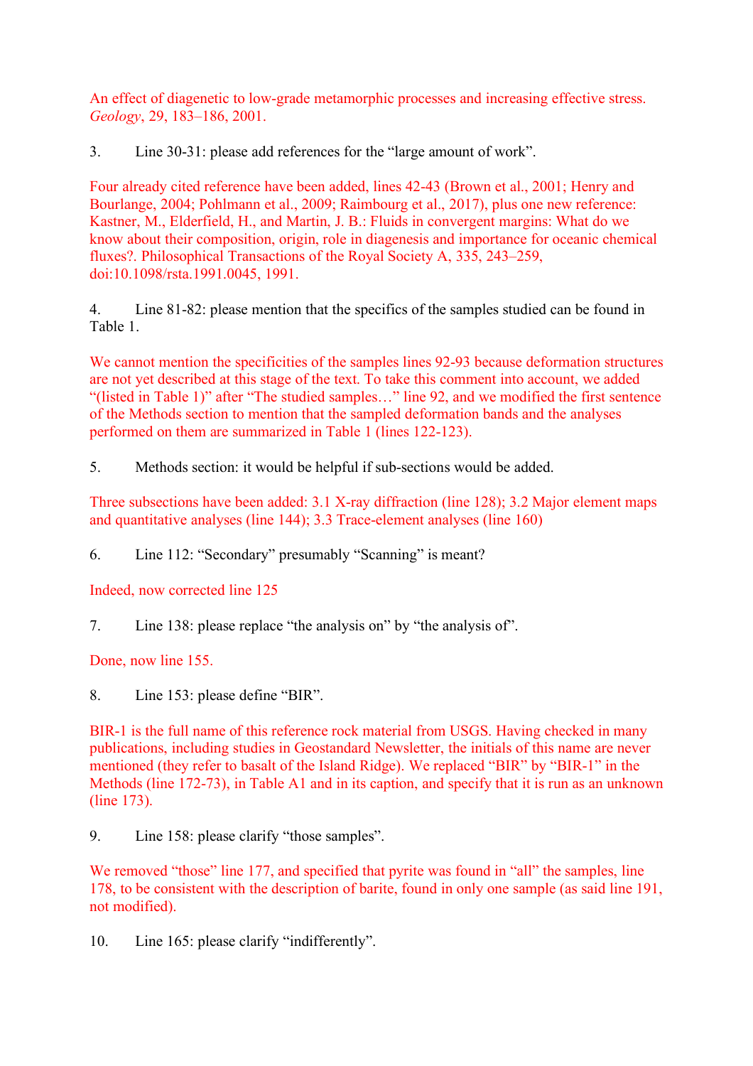An effect of diagenetic to low-grade metamorphic processes and increasing effective stress. *Geology*, 29, 183–186, 2001.

3. Line 30-31: please add references for the “large amount of work”.

Four already cited reference have been added, lines 42-43 (Brown et al., 2001; Henry and Bourlange, 2004; Pohlmann et al., 2009; Raimbourg et al., 2017), plus one new reference: Kastner, M., Elderfield, H., and Martin, J. B.: Fluids in convergent margins: What do we know about their composition, origin, role in diagenesis and importance for oceanic chemical fluxes?. Philosophical Transactions of the Royal Society A, 335, 243–259, doi:10.1098/rsta.1991.0045, 1991.

4. Line 81-82: please mention that the specifics of the samples studied can be found in Table 1.

We cannot mention the specificities of the samples lines 92-93 because deformation structures are not yet described at this stage of the text. To take this comment into account, we added “(listed in Table 1)” after “The studied samples…” line 92, and we modified the first sentence of the Methods section to mention that the sampled deformation bands and the analyses performed on them are summarized in Table 1 (lines 122-123).

5. Methods section: it would be helpful if sub-sections would be added.

Three subsections have been added: 3.1 X-ray diffraction (line 128); 3.2 Major element maps and quantitative analyses (line 144); 3.3 Trace-element analyses (line 160)

6. Line 112: “Secondary” presumably “Scanning” is meant?

Indeed, now corrected line 125

7. Line 138: please replace “the analysis on” by “the analysis of”.

Done, now line 155.

8. Line 153: please define “BIR”.

BIR-1 is the full name of this reference rock material from USGS. Having checked in many publications, including studies in Geostandard Newsletter, the initials of this name are never mentioned (they refer to basalt of the Island Ridge). We replaced “BIR” by “BIR-1” in the Methods (line 172-73), in Table A1 and in its caption, and specify that it is run as an unknown (line 173).

9. Line 158: please clarify “those samples”.

We removed “those” line 177, and specified that pyrite was found in “all” the samples, line 178, to be consistent with the description of barite, found in only one sample (as said line 191, not modified).

10. Line 165: please clarify “indifferently”.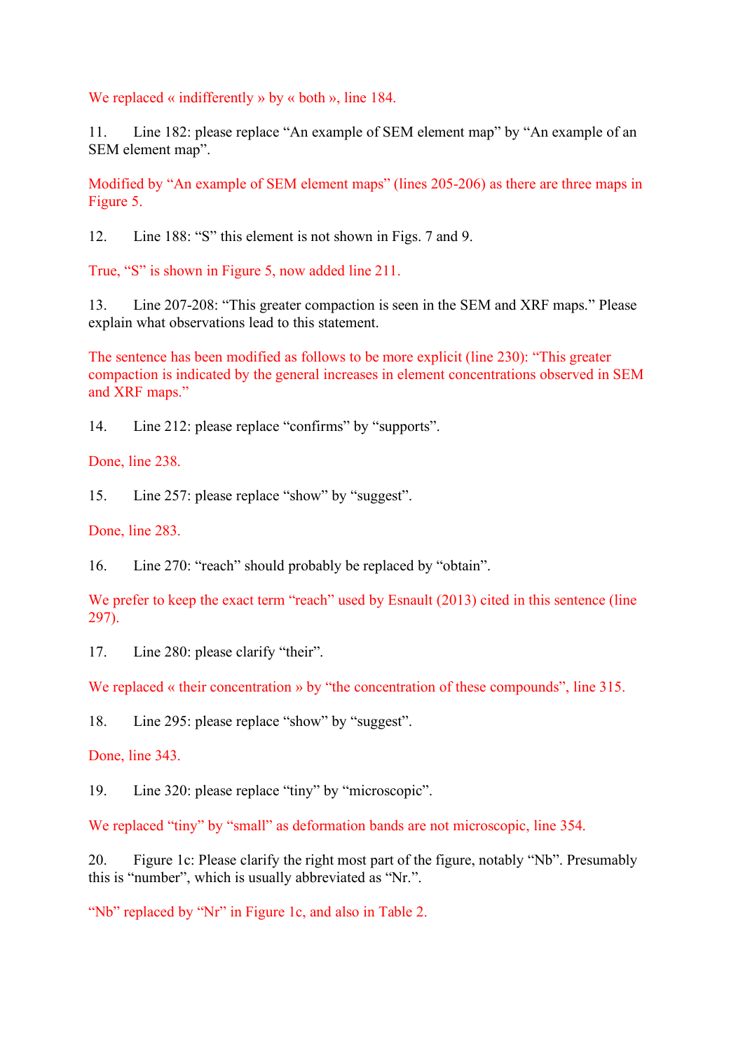We replaced « indifferently » by « both », line 184.

11. Line 182: please replace “An example of SEM element map” by “An example of an SEM element map”.

Modified by “An example of SEM element maps” (lines 205-206) as there are three maps in Figure 5.

12. Line 188: “S” this element is not shown in Figs. 7 and 9.

True, “S” is shown in Figure 5, now added line 211.

13. Line 207-208: “This greater compaction is seen in the SEM and XRF maps.” Please explain what observations lead to this statement.

The sentence has been modified as follows to be more explicit (line 230): “This greater compaction is indicated by the general increases in element concentrations observed in SEM and XRF maps.”

14. Line 212: please replace “confirms” by “supports”.

Done, line 238.

15. Line 257: please replace “show” by “suggest”.

Done, line 283.

16. Line 270: “reach” should probably be replaced by “obtain”.

We prefer to keep the exact term “reach” used by Esnault (2013) cited in this sentence (line 297).

17. Line 280: please clarify “their”.

We replaced « their concentration » by “the concentration of these compounds”, line 315.

18. Line 295: please replace “show” by “suggest”.

Done, line 343.

19. Line 320: please replace “tiny” by “microscopic”.

We replaced “tiny” by “small” as deformation bands are not microscopic, line 354.

20. Figure 1c: Please clarify the right most part of the figure, notably “Nb”. Presumably this is “number”, which is usually abbreviated as “Nr.”.

“Nb” replaced by “Nr” in Figure 1c, and also in Table 2.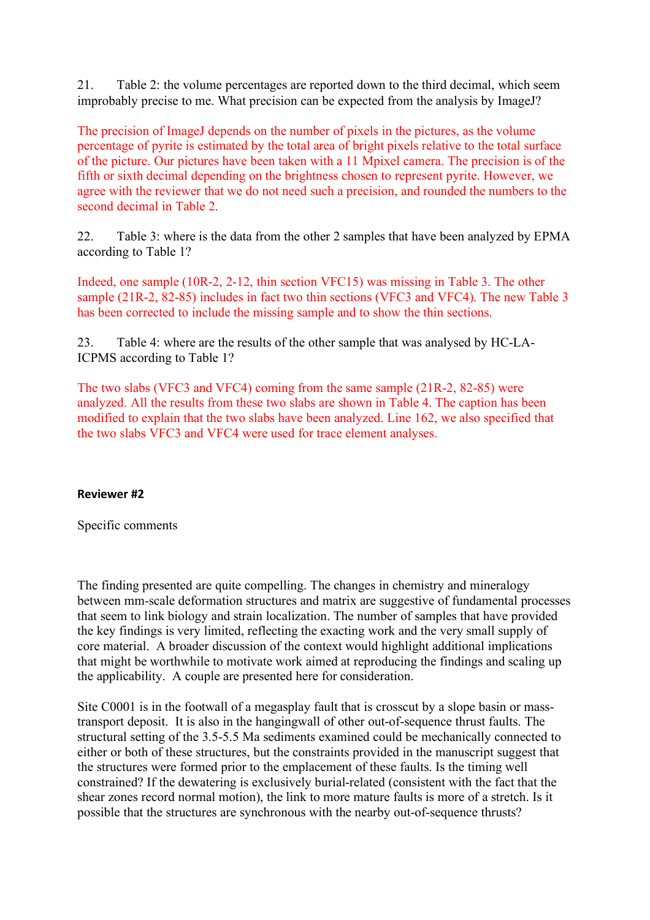21. Table 2: the volume percentages are reported down to the third decimal, which seem improbably precise to me. What precision can be expected from the analysis by ImageJ?

The precision of ImageJ depends on the number of pixels in the pictures, as the volume percentage of pyrite is estimated by the total area of bright pixels relative to the total surface of the picture. Our pictures have been taken with a 11 Mpixel camera. The precision is of the fifth or sixth decimal depending on the brightness chosen to represent pyrite. However, we agree with the reviewer that we do not need such a precision, and rounded the numbers to the second decimal in Table 2.

22. Table 3: where is the data from the other 2 samples that have been analyzed by EPMA according to Table 1?

Indeed, one sample (10R-2, 2-12, thin section VFC15) was missing in Table 3. The other sample (21R-2, 82-85) includes in fact two thin sections (VFC3 and VFC4). The new Table 3 has been corrected to include the missing sample and to show the thin sections.

23. Table 4: where are the results of the other sample that was analysed by HC-LA-ICPMS according to Table 1?

The two slabs (VFC3 and VFC4) coming from the same sample (21R-2, 82-85) were analyzed. All the results from these two slabs are shown in Table 4. The caption has been modified to explain that the two slabs have been analyzed. Line 162, we also specified that the two slabs VFC3 and VFC4 were used for trace element analyses.

**Reviewer #2**

Specific comments

The finding presented are quite compelling. The changes in chemistry and mineralogy between mm-scale deformation structures and matrix are suggestive of fundamental processes that seem to link biology and strain localization. The number of samples that have provided the key findings is very limited, reflecting the exacting work and the very small supply of core material. A broader discussion of the context would highlight additional implications that might be worthwhile to motivate work aimed at reproducing the findings and scaling up the applicability. A couple are presented here for consideration.

Site C0001 is in the footwall of a megasplay fault that is crosscut by a slope basin or mass-transport deposit. It is also in the hangingwall of other out-of-sequence thrust faults. The structural setting of the 3.5-5.5 Ma sediments examined could be mechanically connected to either or both of these structures, but the constraints provided in the manuscript suggest that the structures were formed prior to the emplacement of these faults. Is the timing well constrained? If the dewatering is exclusively burial-related (consistent with the fact that the shear zones record normal motion), the link to more mature faults is more of a stretch. Is it possible that the structures are synchronous with the nearby out-of-sequence thrusts?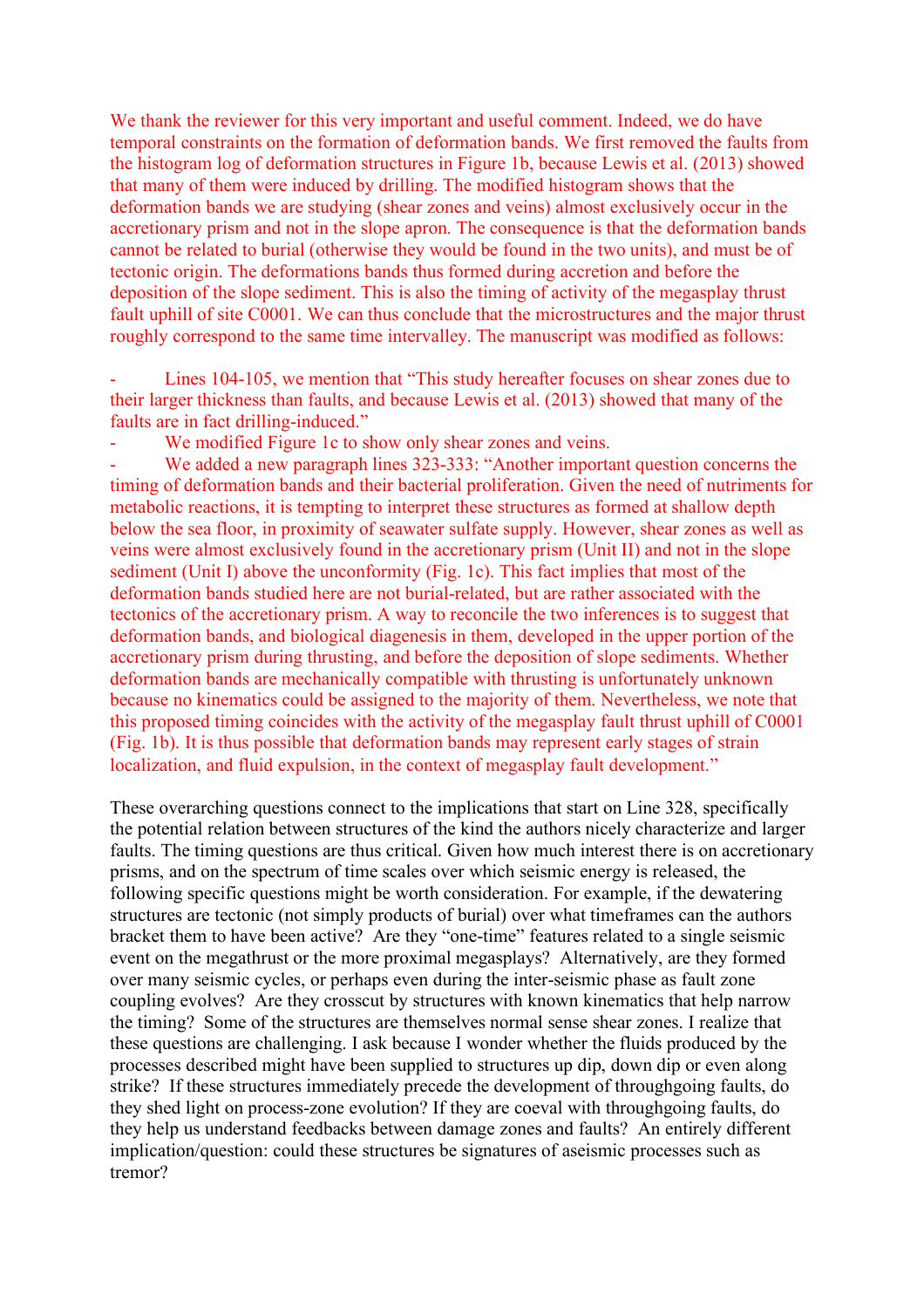We thank the reviewer for this very important and useful comment. Indeed, we do have temporal constraints on the formation of deformation bands. We first removed the faults from the histogram log of deformation structures in Figure 1b, because Lewis et al. (2013) showed that many of them were induced by drilling. The modified histogram shows that the deformation bands we are studying (shear zones and veins) almost exclusively occur in the accretionary prism and not in the slope apron. The consequence is that the deformation bands cannot be related to burial (otherwise they would be found in the two units), and must be of tectonic origin. The deformations bands thus formed during accretion and before the deposition of the slope sediment. This is also the timing of activity of the megasplay thrust fault uphill of site C0001. We can thus conclude that the microstructures and the major thrust roughly correspond to the same time intervalley. The manuscript was modified as follows:

- Lines 104-105, we mention that "This study hereafter focuses on shear zones due to their larger thickness than faults, and because Lewis et al. (2013) showed that many of the faults are in fact drilling-induced."
- We modified Figure 1c to show only shear zones and veins.
- We added a new paragraph lines 323-333: "Another important question concerns the timing of deformation bands and their bacterial proliferation. Given the need of nutriments for metabolic reactions, it is tempting to interpret these structures as formed at shallow depth below the sea floor, in proximity of seawater sulfate supply. However, shear zones as well as veins were almost exclusively found in the accretionary prism (Unit II) and not in the slope sediment (Unit I) above the unconformity (Fig. 1c). This fact implies that most of the deformation bands studied here are not burial-related, but are rather associated with the tectonics of the accretionary prism. A way to reconcile the two inferences is to suggest that deformation bands, and biological diagenesis in them, developed in the upper portion of the accretionary prism during thrusting, and before the deposition of slope sediments. Whether deformation bands are mechanically compatible with thrusting is unfortunately unknown because no kinematics could be assigned to the majority of them. Nevertheless, we note that this proposed timing coincides with the activity of the megasplay fault thrust uphill of C0001 (Fig. 1b). It is thus possible that deformation bands may represent early stages of strain localization, and fluid expulsion, in the context of megasplay fault development."

These overarching questions connect to the implications that start on Line 328, specifically the potential relation between structures of the kind the authors nicely characterize and larger faults. The timing questions are thus critical. Given how much interest there is on accretionary prisms, and on the spectrum of time scales over which seismic energy is released, the following specific questions might be worth consideration. For example, if the dewatering structures are tectonic (not simply products of burial) over what timeframes can the authors bracket them to have been active? Are they "one-time" features related to a single seismic event on the megathrust or the more proximal megasplays? Alternatively, are they formed over many seismic cycles, or perhaps even during the inter-seismic phase as fault zone coupling evolves? Are they crosscut by structures with known kinematics that help narrow the timing? Some of the structures are themselves normal sense shear zones. I realize that these questions are challenging. I ask because I wonder whether the fluids produced by the processes described might have been supplied to structures up dip, down dip or even along strike? If these structures immediately precede the development of throughgoing faults, do they shed light on process-zone evolution? If they are coeval with throughgoing faults, do they help us understand feedbacks between damage zones and faults? An entirely different implication/question: could these structures be signatures of aseismic processes such as tremor?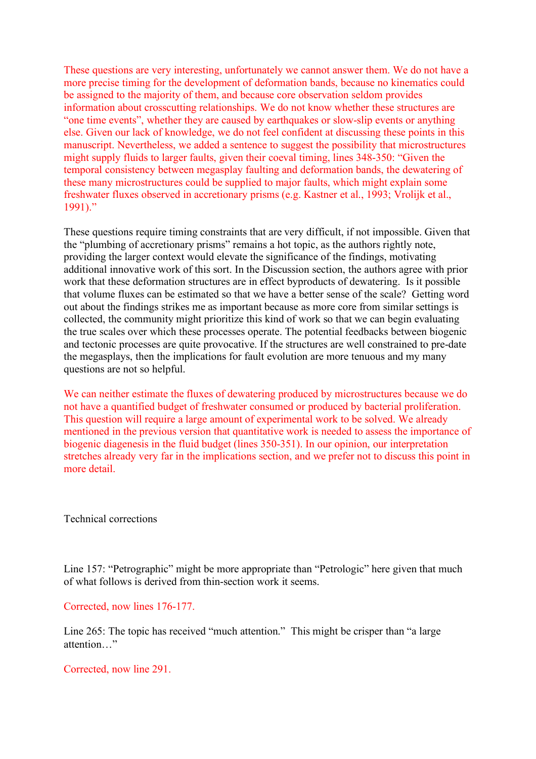These questions are very interesting, unfortunately we cannot answer them. We do not have a more precise timing for the development of deformation bands, because no kinematics could be assigned to the majority of them, and because core observation seldom provides information about crosscutting relationships. We do not know whether these structures are "one time events", whether they are caused by earthquakes or slow-slip events or anything else. Given our lack of knowledge, we do not feel confident at discussing these points in this manuscript. Nevertheless, we added a sentence to suggest the possibility that microstructures might supply fluids to larger faults, given their coeval timing, lines 348-350: "Given the temporal consistency between megasplay faulting and deformation bands, the dewatering of these many microstructures could be supplied to major faults, which might explain some freshwater fluxes observed in accretionary prisms (e.g. Kastner et al., 1993; Vrolijk et al., 1991)."

These questions require timing constraints that are very difficult, if not impossible. Given that the "plumbing of accretionary prisms" remains a hot topic, as the authors rightly note, providing the larger context would elevate the significance of the findings, motivating additional innovative work of this sort. In the Discussion section, the authors agree with prior work that these deformation structures are in effect byproducts of dewatering. Is it possible that volume fluxes can be estimated so that we have a better sense of the scale? Getting word out about the findings strikes me as important because as more core from similar settings is collected, the community might prioritize this kind of work so that we can begin evaluating the true scales over which these processes operate. The potential feedbacks between biogenic and tectonic processes are quite provocative. If the structures are well constrained to pre-date the megasplays, then the implications for fault evolution are more tenuous and my many questions are not so helpful.

We can neither estimate the fluxes of dewatering produced by microstructures because we do not have a quantified budget of freshwater consumed or produced by bacterial proliferation. This question will require a large amount of experimental work to be solved. We already mentioned in the previous version that quantitative work is needed to assess the importance of biogenic diagenesis in the fluid budget (lines 350-351). In our opinion, our interpretation stretches already very far in the implications section, and we prefer not to discuss this point in more detail.

Technical corrections

Line 157: "Petrographic" might be more appropriate than "Petrologic" here given that much of what follows is derived from thin-section work it seems.

Corrected, now lines 176-177.

Line 265: The topic has received "much attention." This might be crisper than "a large attention…"

Corrected, now line 291.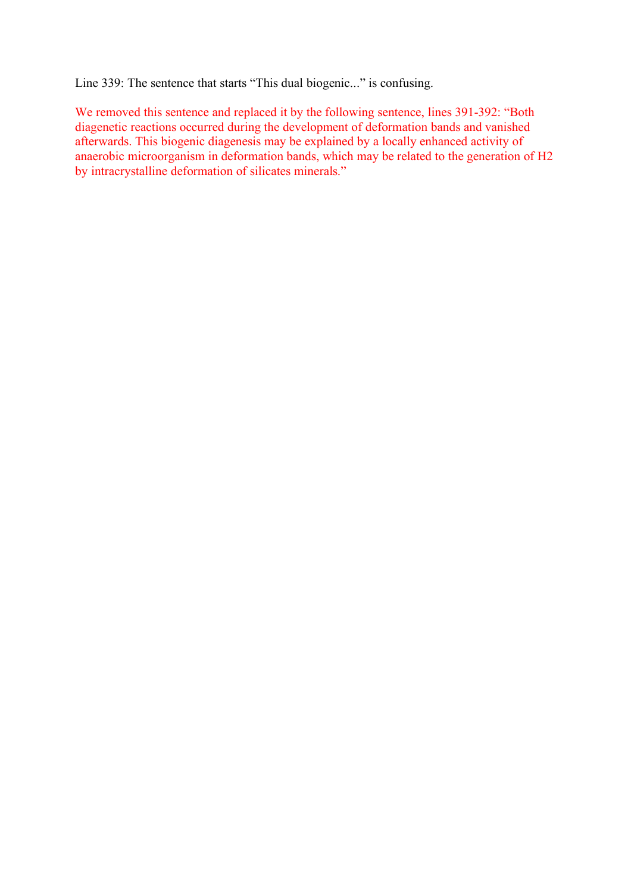Line 339: The sentence that starts “This dual biogenic...” is confusing.

We removed this sentence and replaced it by the following sentence, lines 391-392: “Both diagenetic reactions occurred during the development of deformation bands and vanished afterwards. This biogenic diagenesis may be explained by a locally enhanced activity of anaerobic microorganism in deformation bands, which may be related to the generation of $H_2$ by intracrystalline deformation of silicates minerals.”